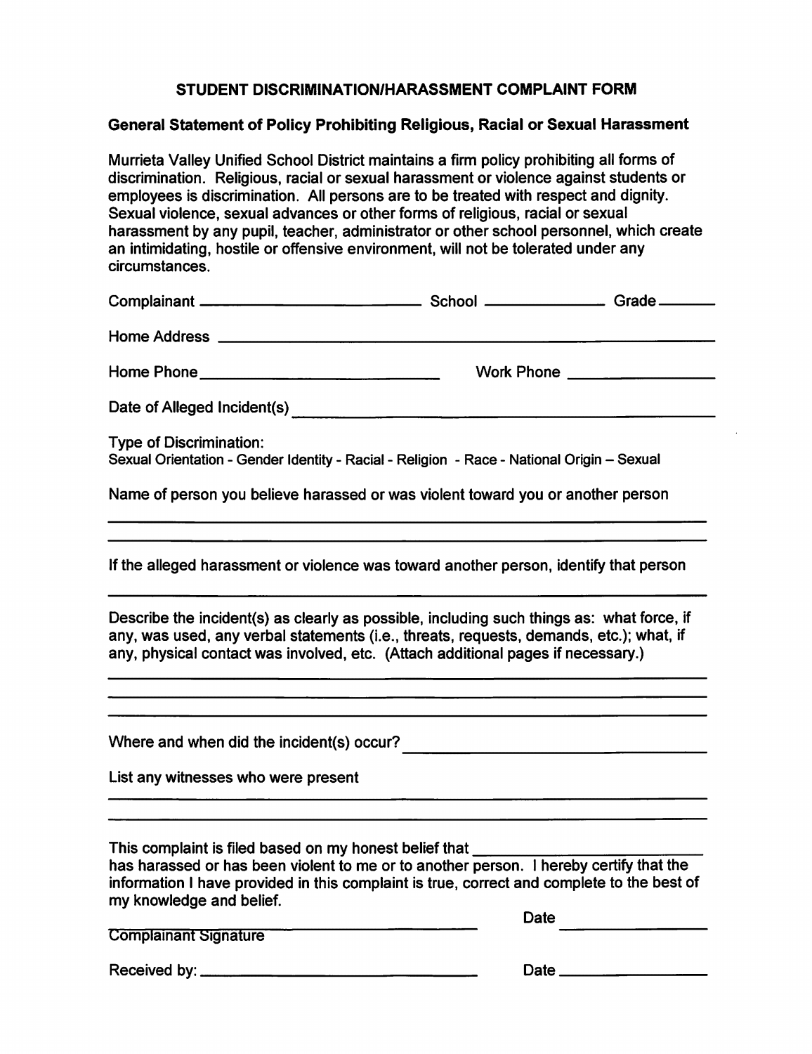# STUDENT DISCRIMINATION/HARASSMENT COMPLAINT FORM

## General Statement of Policy Prohibiting Religious, Racial or Sexual Harassment

Murrieta Valley Unified School District maintains a firm policy prohibiting all forms of discrimination. Religious, racial or sexual harassment or violence against students or employees is discrimination. All persons are to be treated with respect and dignity. Sexual violence, sexual advances or other forms of religious, racial or sexual harassment by any pupil, teacher, administrator or other school personnel, which create an intimidating, hostile or offensive environment, will not be tolerated under any circumstances.

Complainant ______________________ School ______________ Grade _______

Home Address ________________________________________________________

Home Phone ___________________________ Work Phone ________________

Date of Alleged Incident(s) ____________________________________________

Type of Discrimination:
Sexual Orientation - Gender Identity - Racial - Religion - Race - National Origin – Sexual

Name of person you believe harassed or was violent toward you or another person

______________________________________________________________________

______________________________________________________________________

If the alleged harassment or violence was toward another person, identify that person

______________________________________________________________________

Describe the incident(s) as clearly as possible, including such things as: what force, if any, was used, any verbal statements (i.e., threats, requests, demands, etc.); what, if any, physical contact was involved, etc. (Attach additional pages if necessary.)

______________________________________________________________________

______________________________________________________________________

______________________________________________________________________

Where and when did the incident(s) occur? ______________________________

List any witnesses who were present

______________________________________________________________________

______________________________________________________________________

This complaint is filed based on my honest belief that ________________________ has harassed or has been violent to me or to another person. I hereby certify that the information I have provided in this complaint is true, correct and complete to the best of my knowledge and belief.

______________________________ Date ______________
Complainant Signature

Received by: ___________________________ Date ______________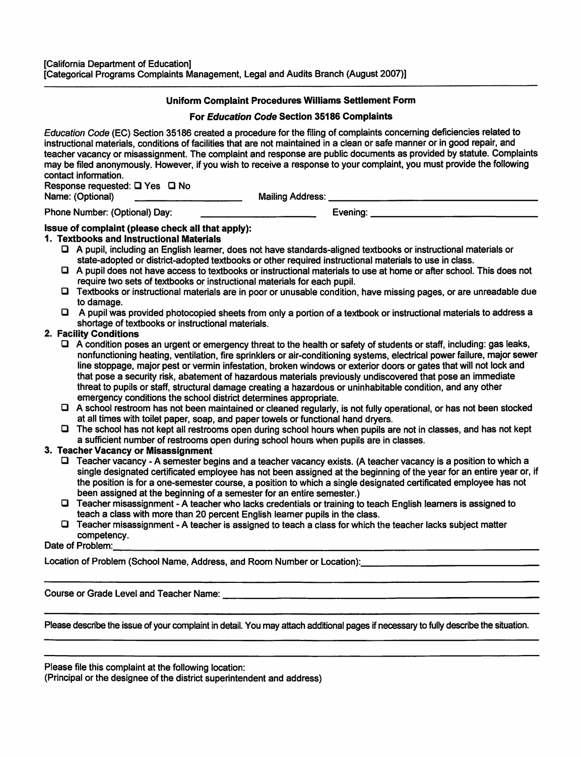[California Department of Education]
[Categorical Programs Complaints Management, Legal and Audits Branch (August 2007)]

---

**Uniform Complaint Procedures Williams Settlement Form**

**For *Education Code* Section 35186 Complaints**

*Education Code* (EC) Section 35186 created a procedure for the filing of complaints concerning deficiencies related to instructional materials, conditions of facilities that are not maintained in a clean or safe manner or in good repair, and teacher vacancy or misassignment. The complaint and response are public documents as provided by statute. Complaints may be filed anonymously. However, if you wish to receive a response to your complaint, you must provide the following contact information.

Response requested: ☐ Yes ☐ No

Name: (Optional) ____________________ Mailing Address: ________________________________________

Phone Number: (Optional) Day: ____________________ Evening: ______________________________

**Issue of complaint (please check all that apply):**

**1. Textbooks and Instructional Materials**

- ☐ A pupil, including an English learner, does not have standards-aligned textbooks or instructional materials or state-adopted or district-adopted textbooks or other required instructional materials to use in class.
- ☐ A pupil does not have access to textbooks or instructional materials to use at home or after school. This does not require two sets of textbooks or instructional materials for each pupil.
- ☐ Textbooks or instructional materials are in poor or unusable condition, have missing pages, or are unreadable due to damage.
- ☐ A pupil was provided photocopied sheets from only a portion of a textbook or instructional materials to address a shortage of textbooks or instructional materials.

**2. Facility Conditions**

- ☐ A condition poses an urgent or emergency threat to the health or safety of students or staff, including: gas leaks, nonfunctioning heating, ventilation, fire sprinklers or air-conditioning systems, electrical power failure, major sewer line stoppage, major pest or vermin infestation, broken windows or exterior doors or gates that will not lock and that pose a security risk, abatement of hazardous materials previously undiscovered that pose an immediate threat to pupils or staff, structural damage creating a hazardous or uninhabitable condition, and any other emergency conditions the school district determines appropriate.
- ☐ A school restroom has not been maintained or cleaned regularly, is not fully operational, or has not been stocked at all times with toilet paper, soap, and paper towels or functional hand dryers.
- ☐ The school has not kept all restrooms open during school hours when pupils are not in classes, and has not kept a sufficient number of restrooms open during school hours when pupils are in classes.

**3. Teacher Vacancy or Misassignment**

- ☐ Teacher vacancy - A semester begins and a teacher vacancy exists. (A teacher vacancy is a position to which a single designated certificated employee has not been assigned at the beginning of the year for an entire year or, if the position is for a one-semester course, a position to which a single designated certificated employee has not been assigned at the beginning of a semester for an entire semester.)
- ☐ Teacher misassignment - A teacher who lacks credentials or training to teach English learners is assigned to teach a class with more than 20 percent English learner pupils in the class.
- ☐ Teacher misassignment - A teacher is assigned to teach a class for which the teacher lacks subject matter competency.

Date of Problem: ______________________________________________________________________________

Location of Problem (School Name, Address, and Room Number or Location): ____________________________

______________________________________________________________________________________________

Course or Grade Level and Teacher Name: _______________________________________________________

______________________________________________________________________________________________

Please describe the issue of your complaint in detail. You may attach additional pages if necessary to fully describe the situation.

______________________________________________________________________________________________

______________________________________________________________________________________________

Please file this complaint at the following location:
(Principal or the designee of the district superintendent and address)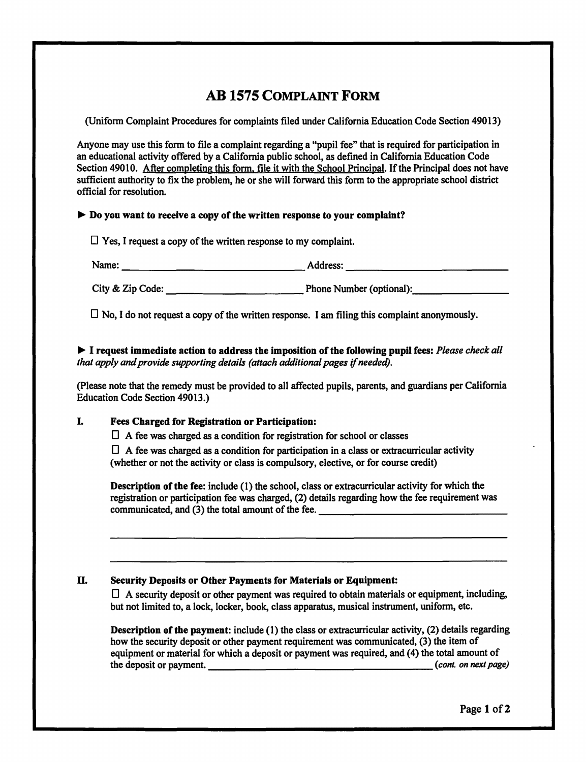# AB 1575 Complaint Form

(Uniform Complaint Procedures for complaints filed under California Education Code Section 49013)

Anyone may use this form to file a complaint regarding a "pupil fee" that is required for participation in an educational activity offered by a California public school, as defined in California Education Code Section 49010. After completing this form, file it with the School Principal. If the Principal does not have sufficient authority to fix the problem, he or she will forward this form to the appropriate school district official for resolution.

► **Do you want to receive a copy of the written response to your complaint?**

☐ Yes, I request a copy of the written response to my complaint.

Name: ______________________ Address: ______________________

City & Zip Code: ______________________ Phone Number (optional): ______________________

☐ No, I do not request a copy of the written response. I am filing this complaint anonymously.

► **I request immediate action to address the imposition of the following pupil fees:** *Please check all that apply and provide supporting details (attach additional pages if needed).*

(Please note that the remedy must be provided to all affected pupils, parents, and guardians per California Education Code Section 49013.)

**I. Fees Charged for Registration or Participation:**

☐ A fee was charged as a condition for registration for school or classes

☐ A fee was charged as a condition for participation in a class or extracurricular activity (whether or not the activity or class is compulsory, elective, or for course credit)

**Description of the fee**: include (1) the school, class or extracurricular activity for which the registration or participation fee was charged, (2) details regarding how the fee requirement was communicated, and (3) the total amount of the fee. ______________________

______________________

______________________

**II. Security Deposits or Other Payments for Materials or Equipment:**

☐ A security deposit or other payment was required to obtain materials or equipment, including, but not limited to, a lock, locker, book, class apparatus, musical instrument, uniform, etc.

**Description of the payment**: include (1) the class or extracurricular activity, (2) details regarding how the security deposit or other payment requirement was communicated, (3) the item of equipment or material for which a deposit or payment was required, and (4) the total amount of the deposit or payment. ______________________ *(cont. on next page)*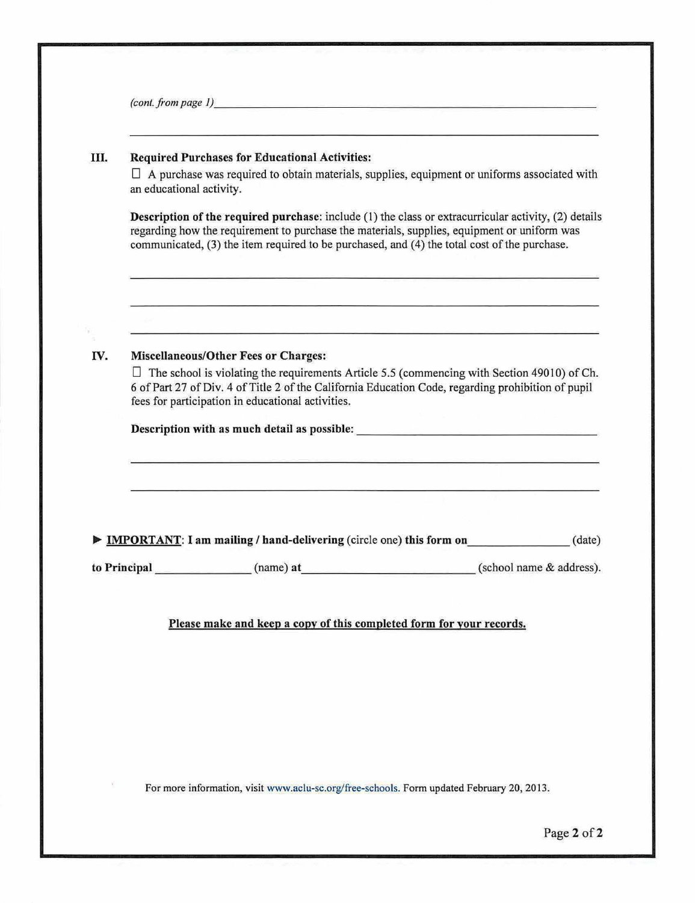*(cont. from page 1)*\_\_\_\_\_\_\_\_\_\_\_\_\_\_\_\_\_\_\_\_\_\_\_\_\_\_\_\_\_\_\_\_\_\_\_\_\_\_\_\_

\_\_\_\_\_\_\_\_\_\_\_\_\_\_\_\_\_\_\_\_\_\_\_\_\_\_\_\_\_\_\_\_\_\_\_\_\_\_\_\_\_\_\_\_\_\_\_\_\_\_\_\_

**III. Required Purchases for Educational Activities:**

☐ A purchase was required to obtain materials, supplies, equipment or uniforms associated with an educational activity.

**Description of the required purchase**: include (1) the class or extracurricular activity, (2) details regarding how the requirement to purchase the materials, supplies, equipment or uniform was communicated, (3) the item required to be purchased, and (4) the total cost of the purchase.

\_\_\_\_\_\_\_\_\_\_\_\_\_\_\_\_\_\_\_\_\_\_\_\_\_\_\_\_\_\_\_\_\_\_\_\_\_\_\_\_\_\_\_\_\_\_\_\_\_\_\_\_

\_\_\_\_\_\_\_\_\_\_\_\_\_\_\_\_\_\_\_\_\_\_\_\_\_\_\_\_\_\_\_\_\_\_\_\_\_\_\_\_\_\_\_\_\_\_\_\_\_\_\_\_

\_\_\_\_\_\_\_\_\_\_\_\_\_\_\_\_\_\_\_\_\_\_\_\_\_\_\_\_\_\_\_\_\_\_\_\_\_\_\_\_\_\_\_\_\_\_\_\_\_\_\_\_

**IV. Miscellaneous/Other Fees or Charges:**

☐ The school is violating the requirements Article 5.5 (commencing with Section 49010) of Ch. 6 of Part 27 of Div. 4 of Title 2 of the California Education Code, regarding prohibition of pupil fees for participation in educational activities.

**Description with as much detail as possible:** \_\_\_\_\_\_\_\_\_\_\_\_\_\_\_\_\_\_\_\_\_\_\_\_\_\_\_\_

\_\_\_\_\_\_\_\_\_\_\_\_\_\_\_\_\_\_\_\_\_\_\_\_\_\_\_\_\_\_\_\_\_\_\_\_\_\_\_\_\_\_\_\_\_\_\_\_\_\_\_\_

\_\_\_\_\_\_\_\_\_\_\_\_\_\_\_\_\_\_\_\_\_\_\_\_\_\_\_\_\_\_\_\_\_\_\_\_\_\_\_\_\_\_\_\_\_\_\_\_\_\_\_\_

► **<u>IMPORTANT</u>: I am mailing / hand-delivering** (circle one) **this form on**\_\_\_\_\_\_\_\_\_\_\_\_\_\_\_\_ (date) **to Principal** \_\_\_\_\_\_\_\_\_\_\_\_\_\_\_ (name) **at**\_\_\_\_\_\_\_\_\_\_\_\_\_\_\_\_\_\_\_\_\_\_\_\_\_\_\_\_ (school name & address).

**<u>Please make and keep a copy of this completed form for your records.</u>**

For more information, visit www.aclu-sc.org/free-schools. Form updated February 20, 2013.